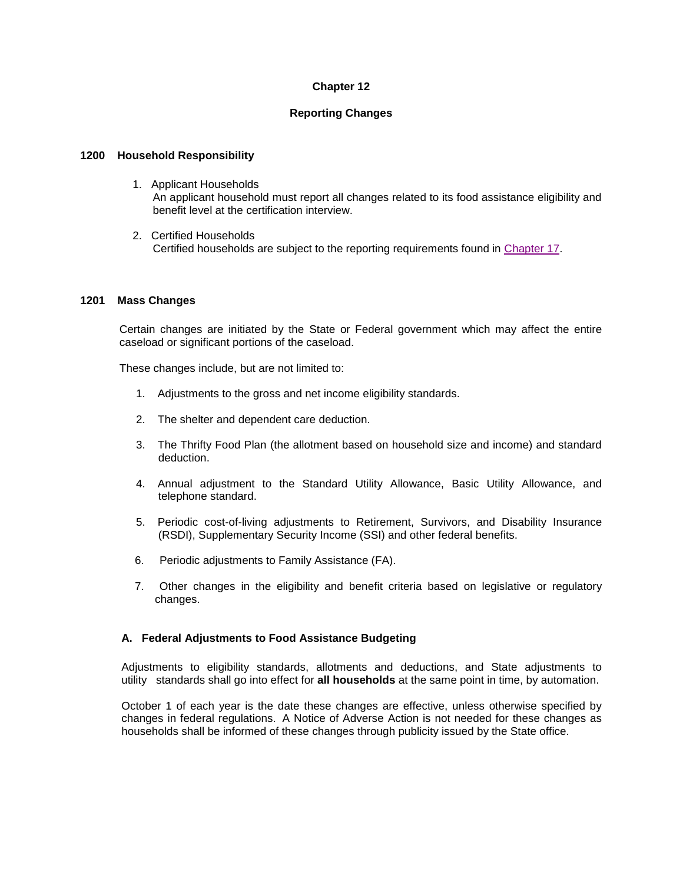# Chapter 12

## Reporting Changes

### 1200 Household Responsibility

1. Applicant Households
   An applicant household must report all changes related to its food assistance eligibility and benefit level at the certification interview.

2. Certified Households
   Certified households are subject to the reporting requirements found in Chapter 17.

### 1201 Mass Changes

Certain changes are initiated by the State or Federal government which may affect the entire caseload or significant portions of the caseload.

These changes include, but are not limited to:

1. Adjustments to the gross and net income eligibility standards.

2. The shelter and dependent care deduction.

3. The Thrifty Food Plan (the allotment based on household size and income) and standard deduction.

4. Annual adjustment to the Standard Utility Allowance, Basic Utility Allowance, and telephone standard.

5. Periodic cost-of-living adjustments to Retirement, Survivors, and Disability Insurance (RSDI), Supplementary Security Income (SSI) and other federal benefits.

6. Periodic adjustments to Family Assistance (FA).

7. Other changes in the eligibility and benefit criteria based on legislative or regulatory changes.

#### A. Federal Adjustments to Food Assistance Budgeting

Adjustments to eligibility standards, allotments and deductions, and State adjustments to utility standards shall go into effect for **all households** at the same point in time, by automation.

October 1 of each year is the date these changes are effective, unless otherwise specified by changes in federal regulations. A Notice of Adverse Action is not needed for these changes as households shall be informed of these changes through publicity issued by the State office.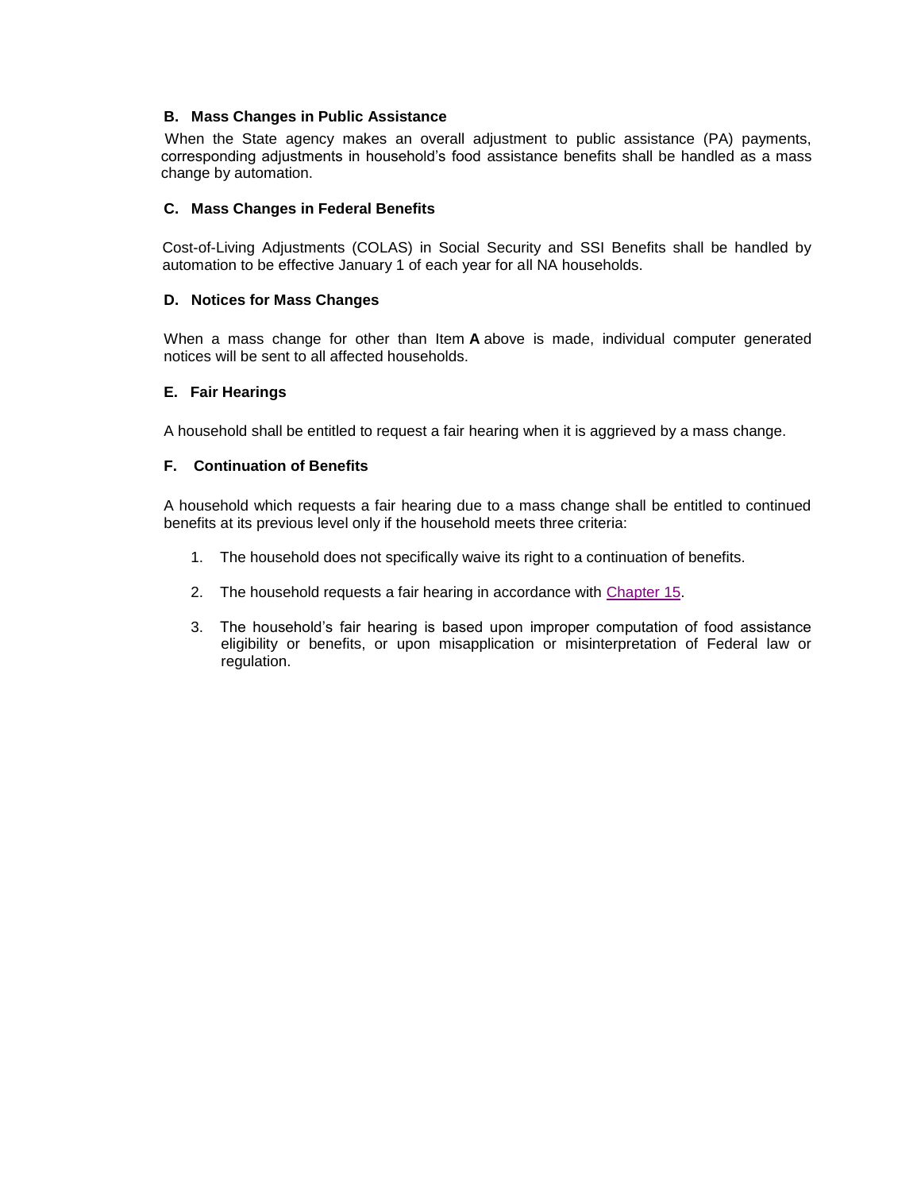### B. Mass Changes in Public Assistance

When the State agency makes an overall adjustment to public assistance (PA) payments, corresponding adjustments in household's food assistance benefits shall be handled as a mass change by automation.

### C. Mass Changes in Federal Benefits

Cost-of-Living Adjustments (COLAS) in Social Security and SSI Benefits shall be handled by automation to be effective January 1 of each year for all NA households.

### D. Notices for Mass Changes

When a mass change for other than Item **A** above is made, individual computer generated notices will be sent to all affected households.

### E. Fair Hearings

A household shall be entitled to request a fair hearing when it is aggrieved by a mass change.

### F. Continuation of Benefits

A household which requests a fair hearing due to a mass change shall be entitled to continued benefits at its previous level only if the household meets three criteria:

1. The household does not specifically waive its right to a continuation of benefits.
2. The household requests a fair hearing in accordance with Chapter 15.
3. The household's fair hearing is based upon improper computation of food assistance eligibility or benefits, or upon misapplication or misinterpretation of Federal law or regulation.